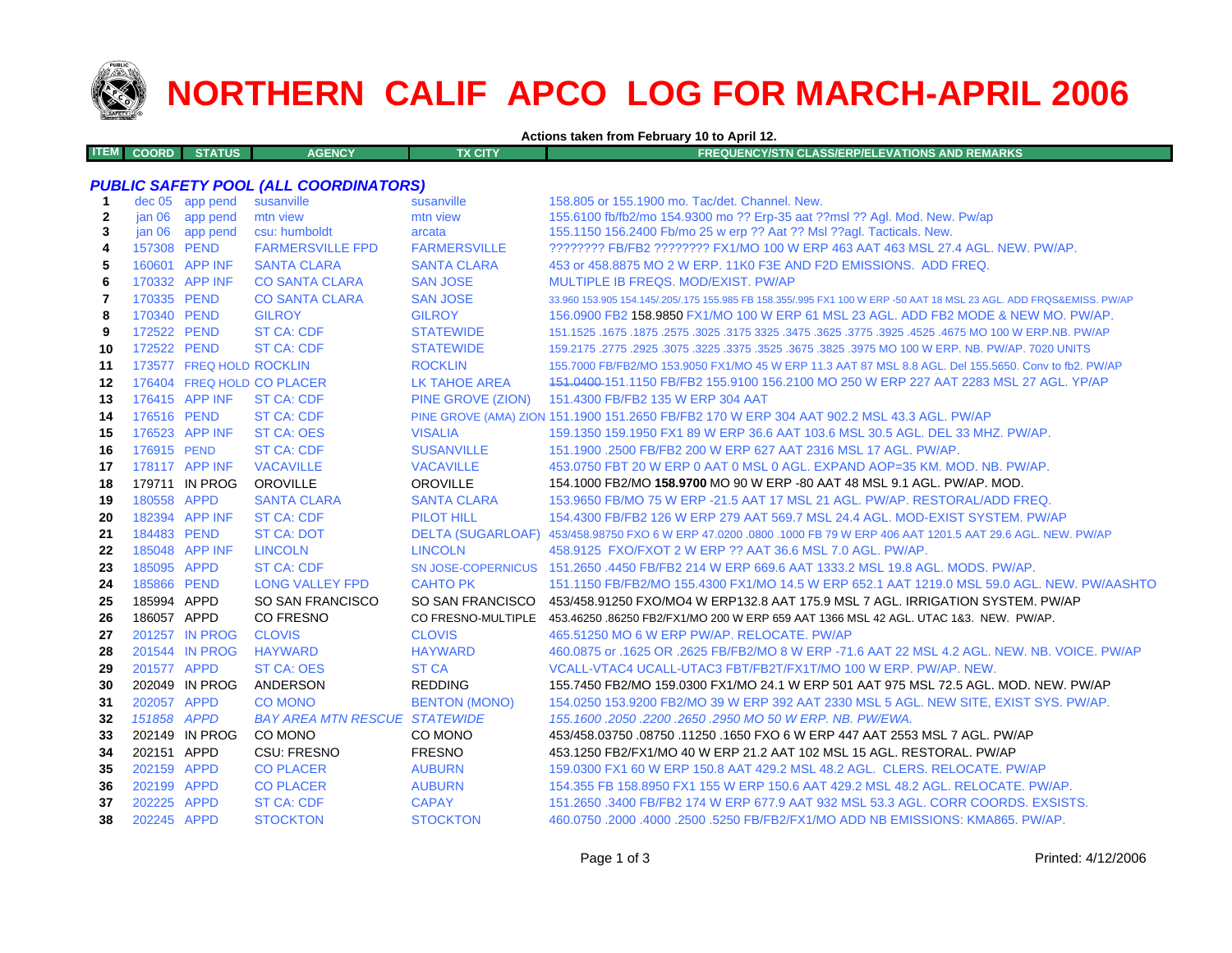# NORTHERN CALIF APCO LOG FOR MARCH-APRIL 2006

**Actions taken from February 10 to April 12.**

| ITEM | COORD | STATUS | AGENCY | TX CITY | FREQUENCY/STN CLASS/ERP/ELEVATIONS AND REMARKS |
|---|---|---|---|---|---|
| | | | ***PUBLIC SAFETY POOL (ALL COORDINATORS)*** | | |
| 1 | dec 05 | app pend | susanville | susanville | 158.805 or 155.1900 mo. Tac/det. Channel. New. |
| 2 | jan 06 | app pend | mtn view | mtn view | 155.6100 fb/fb2/mo 154.9300 mo ?? Erp-35 aat ??msl ?? Agl. Mod. New. Pw/ap |
| 3 | jan 06 | app pend | csu: humboldt | arcata | 155.1150 156.2400 Fb/mo 25 w erp ?? Aat ?? Msl ??agl. Tacticals. New. |
| 4 | 157308 | PEND | FARMERSVILLE FPD | FARMERSVILLE | ???????? FB/FB2 ???????? FX1/MO 100 W ERP 463 AAT 463 MSL 27.4 AGL. NEW. PW/AP. |
| 5 | 160601 | APP INF | SANTA CLARA | SANTA CLARA | 453 or 458.8875 MO 2 W ERP. 11K0 F3E AND F2D EMISSIONS. ADD FREQ. |
| 6 | 170332 | APP INF | CO SANTA CLARA | SAN JOSE | MULTIPLE IB FREQS. MOD/EXIST. PW/AP |
| 7 | 170335 | PEND | CO SANTA CLARA | SAN JOSE | 33.960 153.905 154.145/.205/.175 155.985 FB 158.355/.995 FX1 100 W ERP -50 AAT 18 MSL 23 AGL. ADD FRQS&EMISS. PW/AP |
| 8 | 170340 | PEND | GILROY | GILROY | 156.0900 FB2 158.9850 FX1/MO 100 W ERP 61 MSL 23 AGL. ADD FB2 MODE & NEW MO. PW/AP. |
| 9 | 172522 | PEND | ST CA: CDF | STATEWIDE | 151.1525 .1675 .1875 .2575 .3025 .3175 3325 .3475 .3625 .3775 .3925 .4525 .4675 MO 100 W ERP.NB. PW/AP |
| 10 | 172522 | PEND | ST CA: CDF | STATEWIDE | 159.2175 .2775 .2925 .3075 .3225 .3375 .3525 .3675 .3825 .3975 MO 100 W ERP. NB. PW/AP. 7020 UNITS |
| 11 | 173577 | FREQ HOLD | ROCKLIN | ROCKLIN | 155.7000 FB/FB2/MO 153.9050 FX1/MO 45 W ERP 11.3 AAT 87 MSL 8.8 AGL. Del 155.5650. Conv to fb2. PW/AP |
| 12 | 176404 | FREQ HOLD | CO PLACER | LK TAHOE AREA | ~~151.0400~~ 151.1150 FB/FB2 155.9100 156.2100 MO 250 W ERP 227 AAT 2283 MSL 27 AGL. YP/AP |
| 13 | 176415 | APP INF | ST CA: CDF | PINE GROVE (ZION) | 151.4300 FB/FB2 135 W ERP 304 AAT |
| 14 | 176516 | PEND | ST CA: CDF | PINE GROVE (AMA) ZION | 151.1900 151.2650 FB/FB2 170 W ERP 304 AAT 902.2 MSL 43.3 AGL. PW/AP |
| 15 | 176523 | APP INF | ST CA: OES | VISALIA | 159.1350 159.1950 FX1 89 W ERP 36.6 AAT 103.6 MSL 30.5 AGL. DEL 33 MHZ. PW/AP. |
| 16 | 176915 | PEND | ST CA: CDF | SUSANVILLE | 151.1900 .2500 FB/FB2 200 W ERP 627 AAT 2316 MSL 17 AGL. PW/AP. |
| 17 | 178117 | APP INF | VACAVILLE | VACAVILLE | 453.0750 FBT 20 W ERP 0 AAT 0 MSL 0 AGL. EXPAND AOP=35 KM. MOD. NB. PW/AP. |
| 18 | 179711 | IN PROG | OROVILLE | OROVILLE | 154.1000 FB2/MO **158.9700** MO 90 W ERP -80 AAT 48 MSL 9.1 AGL. PW/AP. MOD. |
| 19 | 180558 | APPD | SANTA CLARA | SANTA CLARA | 153.9650 FB/MO 75 W ERP -21.5 AAT 17 MSL 21 AGL. PW/AP. RESTORAL/ADD FREQ. |
| 20 | 182394 | APP INF | ST CA: CDF | PILOT HILL | 154.4300 FB/FB2 126 W ERP 279 AAT 569.7 MSL 24.4 AGL. MOD-EXIST SYSTEM. PW/AP |
| 21 | 184483 | PEND | ST CA: DOT | DELTA (SUGARLOAF) | 453/458.98750 FXO 6 W ERP 47.0200 .0800 .1000 FB 79 W ERP 406 AAT 1201.5 AAT 29.6 AGL. NEW. PW/AP |
| 22 | 185048 | APP INF | LINCOLN | LINCOLN | 458.9125 FXO/FXOT 2 W ERP ?? AAT 36.6 MSL 7.0 AGL. PW/AP. |
| 23 | 185095 | APPD | ST CA: CDF | SN JOSE-COPERNICUS | 151.2650 .4450 FB/FB2 214 W ERP 669.6 AAT 1333.2 MSL 19.8 AGL. MODS. PW/AP. |
| 24 | 185866 | PEND | LONG VALLEY FPD | CAHTO PK | 151.1150 FB/FB2/MO 155.4300 FX1/MO 14.5 W ERP 652.1 AAT 1219.0 MSL 59.0 AGL. NEW. PW/AASHTO |
| 25 | 185994 | APPD | SO SAN FRANCISCO | SO SAN FRANCISCO | 453/458.91250 FXO/MO4 W ERP132.8 AAT 175.9 MSL 7 AGL. IRRIGATION SYSTEM. PW/AP |
| 26 | 186057 | APPD | CO FRESNO | CO FRESNO-MULTIPLE | 453.46250 .86250 FB2/FX1/MO 200 W ERP 659 AAT 1366 MSL 42 AGL. UTAC 1&3. NEW. PW/AP. |
| 27 | 201257 | IN PROG | CLOVIS | CLOVIS | 465.51250 MO 6 W ERP PW/AP. RELOCATE. PW/AP |
| 28 | 201544 | IN PROG | HAYWARD | HAYWARD | 460.0875 or .1625 OR .2625 FB/FB2/MO 8 W ERP -71.6 AAT 22 MSL 4.2 AGL. NEW. NB. VOICE. PW/AP |
| 29 | 201577 | APPD | ST CA: OES | ST CA | VCALL-VTAC4 UCALL-UTAC3 FBT/FB2T/FX1T/MO 100 W ERP. PW/AP. NEW. |
| 30 | 202049 | IN PROG | ANDERSON | REDDING | 155.7450 FB2/MO 159.0300 FX1/MO 24.1 W ERP 501 AAT 975 MSL 72.5 AGL. MOD. NEW. PW/AP |
| 31 | 202057 | APPD | CO MONO | BENTON (MONO) | 154.0250 153.9200 FB2/MO 39 W ERP 392 AAT 2330 MSL 5 AGL. NEW SITE, EXIST SYS. PW/AP. |
| 32 | *151858* | *APPD* | *BAY AREA MTN RESCUE* | *STATEWIDE* | *155.1600 .2050 .2200 .2650 .2950 MO 50 W ERP. NB. PW/EWA.* |
| 33 | 202149 | IN PROG | CO MONO | CO MONO | 453/458.03750 .08750 .11250 .1650 FXO 6 W ERP 447 AAT 2553 MSL 7 AGL. PW/AP |
| 34 | 202151 | APPD | CSU: FRESNO | FRESNO | 453.1250 FB2/FX1/MO 40 W ERP 21.2 AAT 102 MSL 15 AGL. RESTORAL. PW/AP |
| 35 | 202159 | APPD | CO PLACER | AUBURN | 159.0300 FX1 60 W ERP 150.8 AAT 429.2 MSL 48.2 AGL. CLERS. RELOCATE. PW/AP |
| 36 | 202199 | APPD | CO PLACER | AUBURN | 154.355 FB 158.8950 FX1 155 W ERP 150.6 AAT 429.2 MSL 48.2 AGL. RELOCATE. PW/AP. |
| 37 | 202225 | APPD | ST CA: CDF | CAPAY | 151.2650 .3400 FB/FB2 174 W ERP 677.9 AAT 932 MSL 53.3 AGL. CORR COORDS. EXSISTS. |
| 38 | 202245 | APPD | STOCKTON | STOCKTON | 460.0750 .2000 .4000 .2500 .5250 FB/FB2/FX1/MO ADD NB EMISSIONS: KMA865. PW/AP. |

Printed: 4/12/2006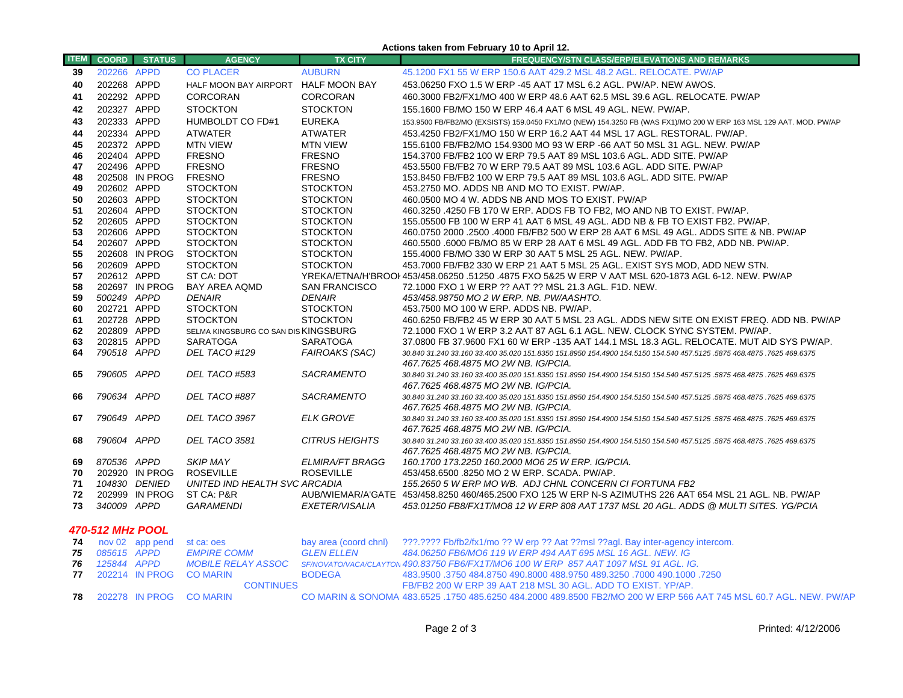**Actions taken from February 10 to April 12.**

| ITEM | COORD | STATUS | AGENCY | TX CITY | FREQUENCY/STN CLASS/ERP/ELEVATIONS AND REMARKS |
|---|---|---|---|---|---|
| 39 | 202266 | APPD | CO PLACER | AUBURN | 45.1200 FX1 55 W ERP 150.6 AAT 429.2 MSL 48.2 AGL. RELOCATE. PW/AP |
| 40 | 202268 | APPD | HALF MOON BAY AIRPORT | HALF MOON BAY | 453.06250 FXO 1.5 W ERP -45 AAT 17 MSL 6.2 AGL. PW/AP. NEW AWOS. |
| 41 | 202292 | APPD | CORCORAN | CORCORAN | 460.3000 FB2/FX1/MO 400 W ERP 48.6 AAT 62.5 MSL 39.6 AGL. RELOCATE. PW/AP |
| 42 | 202327 | APPD | STOCKTON | STOCKTON | 155.1600 FB/MO 150 W ERP 46.4 AAT 6 MSL 49 AGL. NEW. PW/AP. |
| 43 | 202333 | APPD | HUMBOLDT CO FD#1 | EUREKA | 153.9500 FB/FB2/MO (EXSISTS) 159.0450 FX1/MO (NEW) 154.3250 FB (WAS FX1)/MO 200 W ERP 163 MSL 129 AAT. MOD. PW/AP |
| 44 | 202334 | APPD | ATWATER | ATWATER | 453.4250 FB2/FX1/MO 150 W ERP 16.2 AAT 44 MSL 17 AGL. RESTORAL. PW/AP. |
| 45 | 202372 | APPD | MTN VIEW | MTN VIEW | 155.6100 FB/FB2/MO 154.9300 MO 93 W ERP -66 AAT 50 MSL 31 AGL. NEW. PW/AP |
| 46 | 202404 | APPD | FRESNO | FRESNO | 154.3700 FB/FB2 100 W ERP 79.5 AAT 89 MSL 103.6 AGL. ADD SITE. PW/AP |
| 47 | 202496 | APPD | FRESNO | FRESNO | 453.5500 FB/FB2 70 W ERP 79.5 AAT 89 MSL 103.6 AGL. ADD SITE. PW/AP |
| 48 | 202508 | IN PROG | FRESNO | FRESNO | 153.8450 FB/FB2 100 W ERP 79.5 AAT 89 MSL 103.6 AGL. ADD SITE. PW/AP |
| 49 | 202602 | APPD | STOCKTON | STOCKTON | 453.2750 MO. ADDS NB AND MO TO EXIST. PW/AP. |
| 50 | 202603 | APPD | STOCKTON | STOCKTON | 460.0500 MO 4 W. ADDS NB AND MOS TO EXIST. PW/AP |
| 51 | 202604 | APPD | STOCKTON | STOCKTON | 460.3250 .4250 FB 170 W ERP. ADDS FB TO FB2, MO AND NB TO EXIST. PW/AP. |
| 52 | 202605 | APPD | STOCKTON | STOCKTON | 155.05500 FB 100 W ERP 41 AAT 6 MSL 49 AGL. ADD NB & FB TO EXIST FB2. PW/AP. |
| 53 | 202606 | APPD | STOCKTON | STOCKTON | 460.0750 2000 .2500 .4000 FB/FB2 500 W ERP 28 AAT 6 MSL 49 AGL. ADDS SITE & NB. PW/AP |
| 54 | 202607 | APPD | STOCKTON | STOCKTON | 460.5500 .6000 FB/MO 85 W ERP 28 AAT 6 MSL 49 AGL. ADD FB TO FB2, ADD NB. PW/AP. |
| 55 | 202608 | IN PROG | STOCKTON | STOCKTON | 155.4000 FB/MO 330 W ERP 30 AAT 5 MSL 25 AGL. NEW. PW/AP. |
| 56 | 202609 | APPD | STOCKTON | STOCKTON | 453.7000 FB/FB2 330 W ERP 21 AAT 5 MSL 25 AGL. EXIST SYS MOD, ADD NEW STN. |
| 57 | 202612 | APPD | ST CA: DOT | YREKA/ETNA/H'BROOK | 453/458.06250 .51250 .4875 FXO 5&25 W ERP V AAT MSL 620-1873 AGL 6-12. NEW. PW/AP |
| 58 | 202697 | IN PROG | BAY AREA AQMD | SAN FRANCISCO | 72.1000 FXO 1 W ERP ?? AAT ?? MSL 21.3 AGL. F1D. NEW. |
| 59 | *500249* | *APPD* | *DENAIR* | *DENAIR* | *453/458.98750 MO 2 W ERP. NB. PW/AASHTO.* |
| 60 | 202721 | APPD | STOCKTON | STOCKTON | 453.7500 MO 100 W ERP. ADDS NB. PW/AP. |
| 61 | 202728 | APPD | STOCKTON | STOCKTON | 460.6250 FB/FB2 45 W ERP 30 AAT 5 MSL 23 AGL. ADDS NEW SITE ON EXIST FREQ. ADD NB. PW/AP |
| 62 | 202809 | APPD | SELMA KINGSBURG CO SAN DIS | KINGSBURG | 72.1000 FXO 1 W ERP 3.2 AAT 87 AGL 6.1 AGL. NEW. CLOCK SYNC SYSTEM. PW/AP. |
| 63 | 202815 | APPD | SARATOGA | SARATOGA | 37.0800 FB 37.9600 FX1 60 W ERP -135 AAT 144.1 MSL 18.3 AGL. RELOCATE. MUT AID SYS PW/AP. |
| 64 | *790518* | *APPD* | *DEL TACO #129* | *FAIROAKS (SAC)* | *30.840 31.240 33.160 33.400 35.020 151.8350 151.8950 154.4900 154.5150 154.540 457.5125 .5875 468.4875 .7625 469.6375 467.7625 468.4875 MO 2W NB. IG/PCIA.* |
| 65 | *790605* | *APPD* | *DEL TACO #583* | *SACRAMENTO* | *30.840 31.240 33.160 33.400 35.020 151.8350 151.8950 154.4900 154.5150 154.540 457.5125 .5875 468.4875 .7625 469.6375 467.7625 468.4875 MO 2W NB. IG/PCIA.* |
| 66 | *790634* | *APPD* | *DEL TACO #887* | *SACRAMENTO* | *30.840 31.240 33.160 33.400 35.020 151.8350 151.8950 154.4900 154.5150 154.540 457.5125 .5875 468.4875 .7625 469.6375 467.7625 468.4875 MO 2W NB. IG/PCIA.* |
| 67 | *790649* | *APPD* | *DEL TACO 3967* | *ELK GROVE* | *30.840 31.240 33.160 33.400 35.020 151.8350 151.8950 154.4900 154.5150 154.540 457.5125 .5875 468.4875 .7625 469.6375 467.7625 468.4875 MO 2W NB. IG/PCIA.* |
| 68 | *790604* | *APPD* | *DEL TACO 3581* | *CITRUS HEIGHTS* | *30.840 31.240 33.160 33.400 35.020 151.8350 151.8950 154.4900 154.5150 154.540 457.5125 .5875 468.4875 .7625 469.6375 467.7625 468.4875 MO 2W NB. IG/PCIA.* |
| 69 | *870536* | *APPD* | *SKIP MAY* | *ELMIRA/FT BRAGG* | *160.1700 173.2250 160.2000 MO6 25 W ERP. IG/PCIA.* |
| 70 | 202920 | IN PROG | ROSEVILLE | ROSEVILLE | 453/458.6500 .8250 MO 2 W ERP. SCADA. PW/AP. |
| 71 | *104830* | *DENIED* | *UNITED IND HEALTH SVC* | *ARCADIA* | *155.2650 5 W ERP MO WB. ADJ CHNL CONCERN CI FORTUNA FB2* |
| 72 | 202999 | IN PROG | ST CA: P&R | AUB/WIEMAR/A'GATE | 453/458.8250 460/465.2500 FXO 125 W ERP N-S AZIMUTHS 226 AAT 654 MSL 21 AGL. NB. PW/AP |
| 73 | *340009* | *APPD* | *GARAMENDI* | *EXETER/VISALIA* | *453.01250 FB8/FX1T/MO8 12 W ERP 808 AAT 1737 MSL 20 AGL. ADDS @ MULTI SITES. YG/PCIA* |

### *470-512 MHz POOL*

| ITEM | COORD | STATUS | AGENCY | TX CITY | FREQUENCY/STN CLASS/ERP/ELEVATIONS AND REMARKS |
|---|---|---|---|---|---|
| 74 | nov 02 | app pend | st ca: oes | bay area (coord chnl) | ???.???? Fb/fb2/fx1/mo ?? W erp ?? Aat ??msl ??agl. Bay inter-agency intercom. |
| *75* | *085615* | *APPD* | *EMPIRE COMM* | *GLEN ELLEN* | *484.06250 FB6/MO6 119 W ERP 494 AAT 695 MSL 16 AGL. NEW. IG* |
| *76* | *125844* | *APPD* | *MOBILE RELAY ASSOC* | *SF/NOVATO/VACA/CLAYTON* | *490.83750 FB6/FX1T/MO6 100 W ERP 857 AAT 1097 MSL 91 AGL. IG.* |
| 77 | 202214 | IN PROG | CO MARIN | BODEGA | 483.9500 .3750 484.8750 490.8000 488.9750 489.3250 .7000 490.1000 .7250 |
| | | | CONTINUES | | FB/FB2 200 W ERP 39 AAT 218 MSL 30 AGL. ADD TO EXIST. YP/AP. |
| 78 | 202278 | IN PROG | CO MARIN | CO MARIN & SONOMA | 483.6525 .1750 485.6250 484.2000 489.8500 FB2/MO 200 W ERP 566 AAT 745 MSL 60.7 AGL. NEW. PW/AP |

Printed: 4/12/2006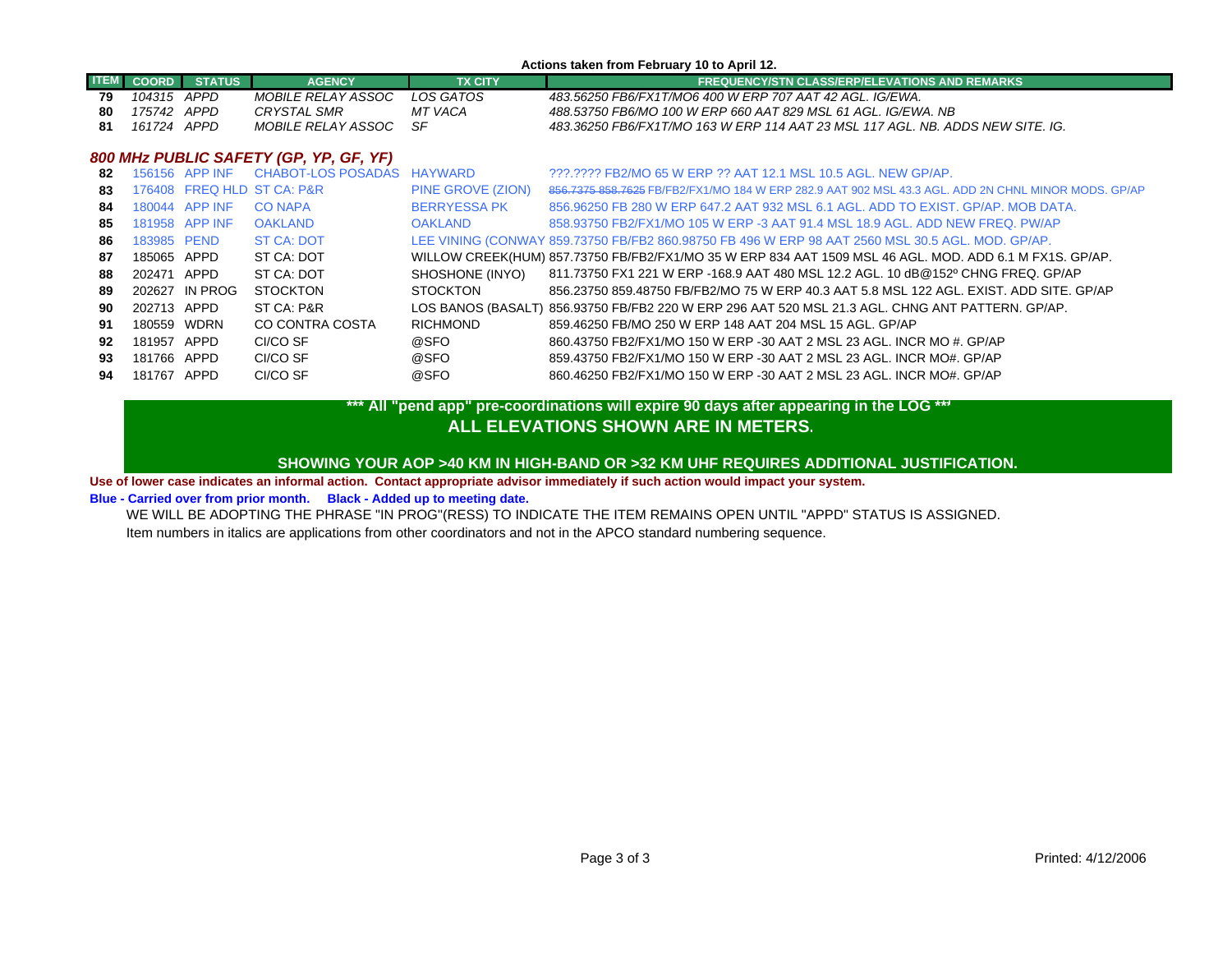**Actions taken from February 10 to April 12.**

| ITEM | COORD | STATUS | AGENCY | TX CITY | FREQUENCY/STN CLASS/ERP/ELEVATIONS AND REMARKS |
|---|---|---|---|---|---|
| *79* | *104315* | *APPD* | *MOBILE RELAY ASSOC* | *LOS GATOS* | *483.56250 FB6/FX1T/MO6 400 W ERP 707 AAT 42 AGL. IG/EWA.* |
| *80* | *175742* | *APPD* | *CRYSTAL SMR* | *MT VACA* | *488.53750 FB6/MO 100 W ERP 660 AAT 829 MSL 61 AGL. IG/EWA. NB* |
| *81* | *161724* | *APPD* | *MOBILE RELAY ASSOC* | *SF* | *483.36250 FB6/FX1T/MO 163 W ERP 114 AAT 23 MSL 117 AGL. NB. ADDS NEW SITE. IG.* |

### *800 MHz PUBLIC SAFETY (GP, YP, GF, YF)*

| ITEM | COORD | STATUS | AGENCY | TX CITY | FREQUENCY/STN CLASS/ERP/ELEVATIONS AND REMARKS |
|---|---|---|---|---|---|
| 82 | 156156 | APP INF | CHABOT-LOS POSADAS | HAYWARD | ???.???? FB2/MO 65 W ERP ?? AAT 12.1 MSL 10.5 AGL. NEW GP/AP. |
| 83 | 176408 | FREQ HLD | ST CA: P&R | PINE GROVE (ZION) | ~~856.7375 858.7625~~ FB/FB2/FX1/MO 184 W ERP 282.9 AAT 902 MSL 43.3 AGL. ADD 2N CHNL MINOR MODS. GP/AP |
| 84 | 180044 | APP INF | CO NAPA | BERRYESSA PK | 856.96250 FB 280 W ERP 647.2 AAT 932 MSL 6.1 AGL. ADD TO EXIST. GP/AP. MOB DATA. |
| 85 | 181958 | APP INF | OAKLAND | OAKLAND | 858.93750 FB2/FX1/MO 105 W ERP -3 AAT 91.4 MSL 18.9 AGL. ADD NEW FREQ. PW/AP |
| 86 | 183985 | PEND | ST CA: DOT | LEE VINING (CONWAY | 859.73750 FB/FB2 860.98750 FB 496 W ERP 98 AAT 2560 MSL 30.5 AGL. MOD. GP/AP. |
| 87 | 185065 | APPD | ST CA: DOT | WILLOW CREEK(HUM) | 857.73750 FB/FB2/FX1/MO 35 W ERP 834 AAT 1509 MSL 46 AGL. MOD. ADD 6.1 M FX1S. GP/AP. |
| 88 | 202471 | APPD | ST CA: DOT | SHOSHONE (INYO) | 811.73750 FX1 221 W ERP -168.9 AAT 480 MSL 12.2 AGL. 10 dB@152º CHNG FREQ. GP/AP |
| 89 | 202627 | IN PROG | STOCKTON | STOCKTON | 856.23750 859.48750 FB/FB2/MO 75 W ERP 40.3 AAT 5.8 MSL 122 AGL. EXIST. ADD SITE. GP/AP |
| 90 | 202713 | APPD | ST CA: P&R | LOS BANOS (BASALT) | 856.93750 FB/FB2 220 W ERP 296 AAT 520 MSL 21.3 AGL. CHNG ANT PATTERN. GP/AP. |
| 91 | 180559 | WDRN | CO CONTRA COSTA | RICHMOND | 859.46250 FB/MO 250 W ERP 148 AAT 204 MSL 15 AGL. GP/AP |
| 92 | 181957 | APPD | CI/CO SF | @SFO | 860.43750 FB2/FX1/MO 150 W ERP -30 AAT 2 MSL 23 AGL. INCR MO #. GP/AP |
| 93 | 181766 | APPD | CI/CO SF | @SFO | 859.43750 FB2/FX1/MO 150 W ERP -30 AAT 2 MSL 23 AGL. INCR MO#. GP/AP |
| 94 | 181767 | APPD | CI/CO SF | @SFO | 860.46250 FB2/FX1/MO 150 W ERP -30 AAT 2 MSL 23 AGL. INCR MO#. GP/AP |

**\*\*\* All "pend app" pre-coordinations will expire 90 days after appearing in the LOG \*\*\***

**ALL ELEVATIONS SHOWN ARE IN METERS.**

**SHOWING YOUR AOP >40 KM IN HIGH-BAND OR >32 KM UHF REQUIRES ADDITIONAL JUSTIFICATION.**

**Use of lower case indicates an informal action. Contact appropriate advisor immediately if such action would impact your system.**

**Blue - Carried over from prior month. Black - Added up to meeting date.**

WE WILL BE ADOPTING THE PHRASE "IN PROG"(RESS) TO INDICATE THE ITEM REMAINS OPEN UNTIL "APPD" STATUS IS ASSIGNED.

Item numbers in italics are applications from other coordinators and not in the APCO standard numbering sequence.

Printed: 4/12/2006